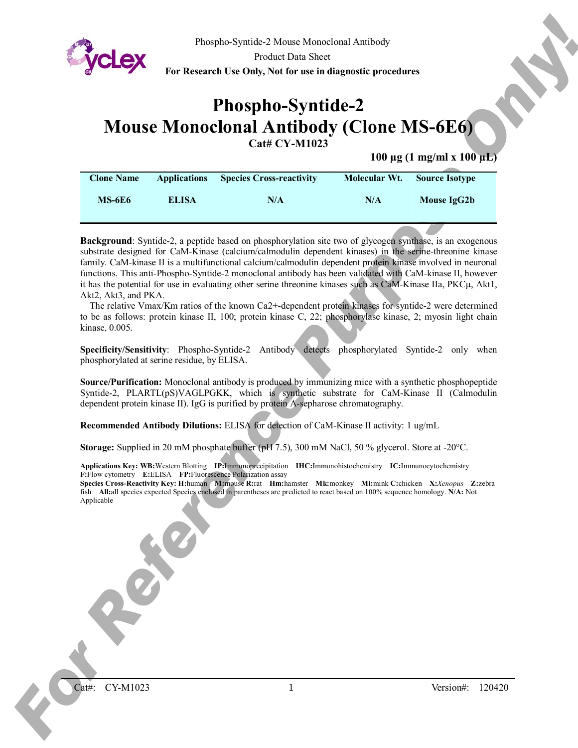Phospho-Syntide-2 Mouse Monoclonal Antibody

Product Data Sheet

**For Research Use Only, Not for use in diagnostic procedures**

# Phospho-Syntide-2
# Mouse Monoclonal Antibody (Clone MS-6E6)

**Cat# CY-M1023**

**100 µg (1 mg/ml x 100 µL)**

| Clone Name | Applications | Species Cross-reactivity | Molecular Wt. | Source Isotype |
|---|---|---|---|---|
| MS-6E6 | ELISA | N/A | N/A | Mouse IgG2b |

**Background**: Syntide-2, a peptide based on phosphorylation site two of glycogen synthase, is an exogenous substrate designed for CaM-Kinase (calcium/calmodulin dependent kinases) in the serine-threonine kinase family. CaM-kinase II is a multifunctional calcium/calmodulin dependent protein kinase involved in neuronal functions. This anti-Phospho-Syntide-2 monoclonal antibody has been validated with CaM-kinase II, however it has the potential for use in evaluating other serine threonine kinases such as CaM-Kinase IIa, PKCµ, Akt1, Akt2, Akt3, and PKA.

The relative Vmax/Km ratios of the known Ca2+-dependent protein kinases for syntide-2 were determined to be as follows: protein kinase II, 100; protein kinase C, 22; phosphorylase kinase, 2; myosin light chain kinase, 0.005.

**Specificity/Sensitivity**: Phospho-Syntide-2 Antibody detects phosphorylated Syntide-2 only when phosphorylated at serine residue, by ELISA.

**Source/Purification:** Monoclonal antibody is produced by immunizing mice with a synthetic phosphopeptide Syntide-2, PLARTL(pS)VAGLPGKK, which is synthetic substrate for CaM-Kinase II (Calmodulin dependent protein kinase II). IgG is purified by protein A-sepharose chromatography.

**Recommended Antibody Dilutions:** ELISA for detection of CaM-Kinase II activity: 1 ug/mL

**Storage:** Supplied in 20 mM phosphate buffer (pH 7.5), 300 mM NaCl, 50 % glycerol. Store at -20°C.

**Applications Key: WB:**Western Blotting **IP:**Immunoprecipitation **IHC:**Immunohistochemistry **IC:**Immunocytochemistry **F:**Flow cytometry **E:**ELISA **FP:**Fluorescence Polarization assay
**Species Cross-Reactivity Key: H:**human **M:**mouse **R:**rat **Hm:**hamster **Mk:**monkey **Mi:**mink **C:**chicken **X:***Xenopus* **Z:**zebra fish **All:**all species expected Species enclosed in parentheses are predicted to react based on 100% sequence homology. **N/A:** Not Applicable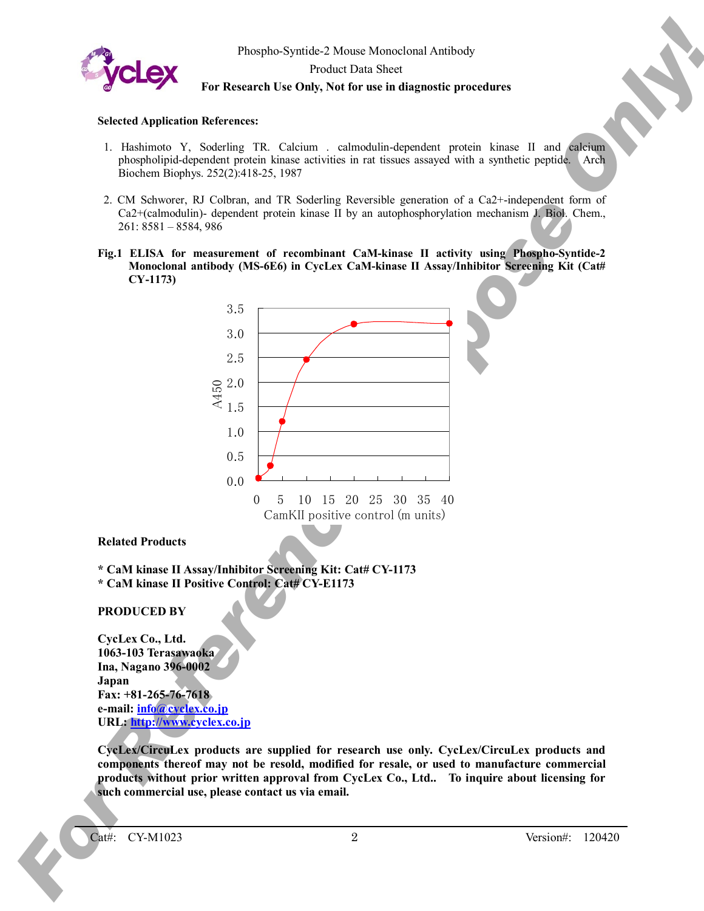**Selected Application References:**

1. Hashimoto Y, Soderling TR. Calcium . calmodulin-dependent protein kinase II and calcium phospholipid-dependent protein kinase activities in rat tissues assayed with a synthetic peptide. Arch Biochem Biophys. 252(2):418-25, 1987

2. CM Schworer, RJ Colbran, and TR Soderling Reversible generation of a Ca2+-independent form of Ca2+(calmodulin)- dependent protein kinase II by an autophosphorylation mechanism J. Biol. Chem., 261: 8581 – 8584, 986

**Fig.1 ELISA for measurement of recombinant CaM-kinase II activity using Phospho-Syntide-2 Monoclonal antibody (MS-6E6) in CycLex CaM-kinase II Assay/Inhibitor Screening Kit (Cat# CY-1173)**

A450

3.5
3.0
2.5
2.0
1.5
1.0
0.5
0.0

0 5 10 15 20 25 30 35 40

CamKII positive control (m units)

**Related Products**

**\* CaM kinase II Assay/Inhibitor Screening Kit: Cat# CY-1173**
**\* CaM kinase II Positive Control: Cat# CY-E1173**

**PRODUCED BY**

**CycLex Co., Ltd.**
**1063-103 Terasawaoka**
**Ina, Nagano 396-0002**
**Japan**
**Fax: +81-265-76-7618**
**e-mail: info@cyclex.co.jp**
**URL: http://www.cyclex.co.jp**

**CycLex/CircuLex products are supplied for research use only. CycLex/CircuLex products and components thereof may not be resold, modified for resale, or used to manufacture commercial products without prior written approval from CycLex Co., Ltd.. To inquire about licensing for such commercial use, please contact us via email.**